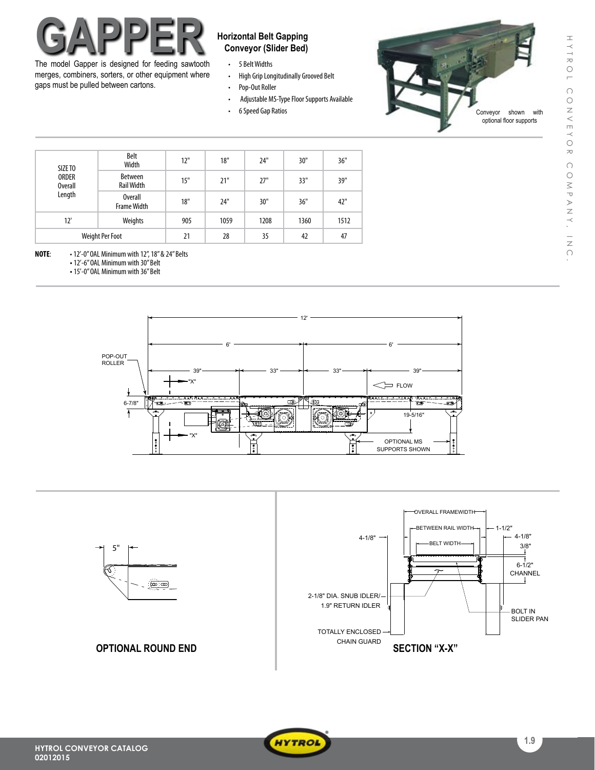# GAPPER

The model Gapper is designed for feeding sawtooth merges, combiners, sorters, or other equipment where gaps must be pulled between cartons.

## Horizontal Belt Gapping Conveyor (Slider Bed)

- 5 Belt Widths
- High Grip Longitudinally Grooved Belt
- Pop-Out Roller
- Adjustable MS-Type Floor Supports Available
- 6 Speed Gap Ratios

Conveyor shown with optional floor supports

| SIZE TO ORDER Overall Length | Belt Width | 12" | 18" | 24" | 30" | 36" |
|---|---|---|---|---|---|---|
| | Between Rail Width | 15" | 21" | 27" | 33" | 39" |
| | Overall Frame Width | 18" | 24" | 30" | 36" | 42" |
| 12' | Weights | 905 | 1059 | 1208 | 1360 | 1512 |
| Weight Per Foot | | 21 | 28 | 35 | 42 | 47 |

**NOTE**:
- 12'-0" OAL Minimum with 12", 18" & 24" Belts
- 12'-6" OAL Minimum with 30" Belt
- 15'-0" OAL Minimum with 36" Belt

12' · 6' · 6' · 39" · 33" · 33" · 39" · POP-OUT ROLLER · "X" · FLOW · 6-7/8" · 19-5/16" · OPTIONAL MS SUPPORTS SHOWN

5"

**OPTIONAL ROUND END**

OVERALL FRAMEWIDTH · BETWEEN RAIL WIDTH · BELT WIDTH · 4-1/8" · 1-1/2" · 4-1/8" · 3/8" · 6-1/2" CHANNEL · 2-1/8" DIA. SNUB IDLER/ 1.9" RETURN IDLER · BOLT IN SLIDER PAN · TOTALLY ENCLOSED CHAIN GUARD

**SECTION "X-X"**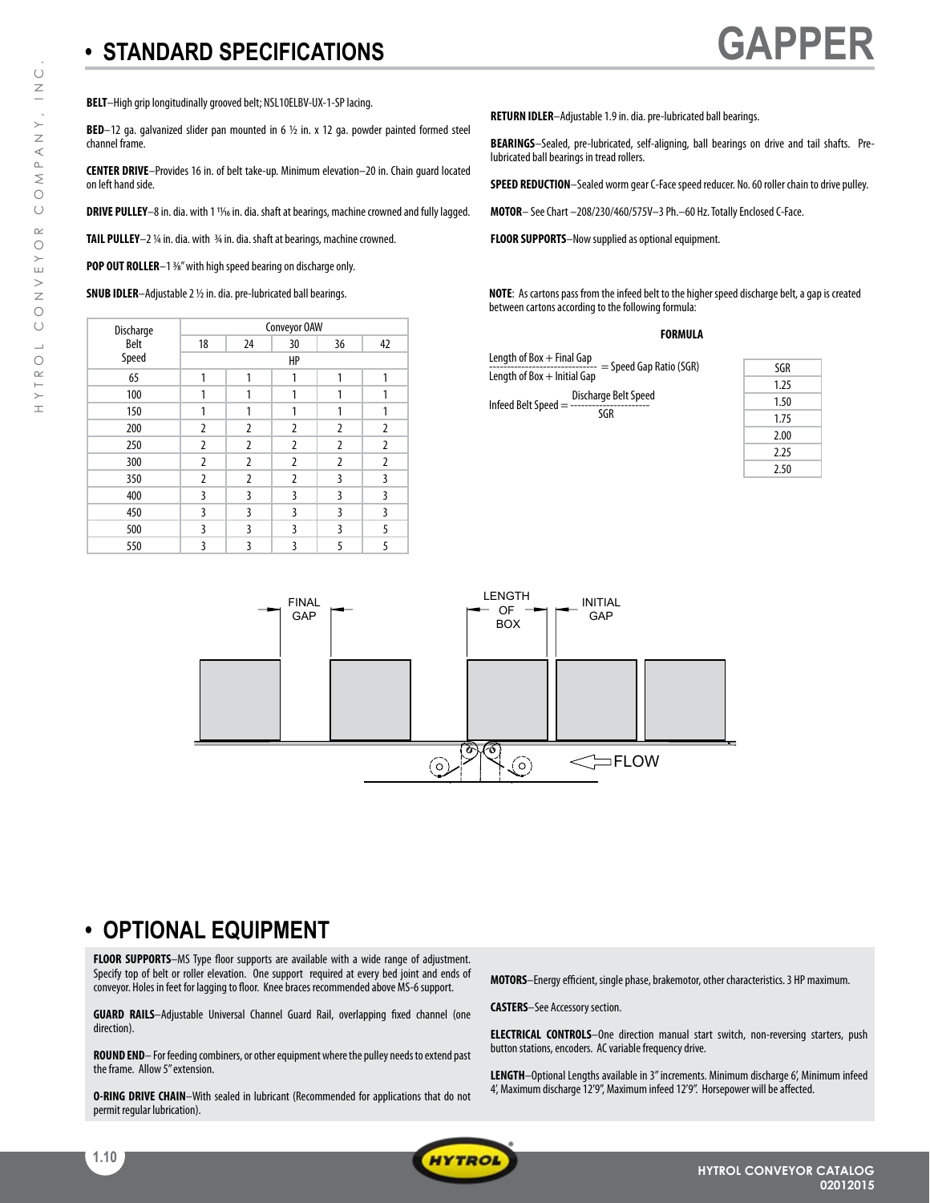# • STANDARD SPECIFICATIONS

# GAPPER

**BELT**–High grip longitudinally grooved belt; NSL10ELBV-UX-1-SP lacing.

**BED**–12 ga. galvanized slider pan mounted in 6 ½ in. x 12 ga. powder painted formed steel channel frame.

**CENTER DRIVE**–Provides 16 in. of belt take-up. Minimum elevation–20 in. Chain guard located on left hand side.

**DRIVE PULLEY**–8 in. dia. with 1 ¹¹⁄₁₆ in. dia. shaft at bearings, machine crowned and fully lagged.

**TAIL PULLEY**–2 ¼ in. dia. with ¾ in. dia. shaft at bearings, machine crowned.

**POP OUT ROLLER**–1 ⅜" with high speed bearing on discharge only.

**SNUB IDLER**–Adjustable 2 ½ in. dia. pre-lubricated ball bearings.

| Discharge Belt Speed | Conveyor OAW | | | | |
|---|---|---|---|---|---|
| | 18 | 24 | 30 | 36 | 42 |
| | HP | | | | |
| 65 | 1 | 1 | 1 | 1 | 1 |
| 100 | 1 | 1 | 1 | 1 | 1 |
| 150 | 1 | 1 | 1 | 1 | 1 |
| 200 | 2 | 2 | 2 | 2 | 2 |
| 250 | 2 | 2 | 2 | 2 | 2 |
| 300 | 2 | 2 | 2 | 2 | 2 |
| 350 | 2 | 2 | 2 | 3 | 3 |
| 400 | 3 | 3 | 3 | 3 | 3 |
| 450 | 3 | 3 | 3 | 3 | 3 |
| 500 | 3 | 3 | 3 | 3 | 5 |
| 550 | 3 | 3 | 3 | 5 | 5 |

**RETURN IDLER**–Adjustable 1.9 in. dia. pre-lubricated ball bearings.

**BEARINGS**–Sealed, pre-lubricated, self-aligning, ball bearings on drive and tail shafts. Pre-lubricated ball bearings in tread rollers.

**SPEED REDUCTION**–Sealed worm gear C-Face speed reducer. No. 60 roller chain to drive pulley.

**MOTOR**– See Chart –208/230/460/575V–3 Ph.–60 Hz. Totally Enclosed C-Face.

**FLOOR SUPPORTS**–Now supplied as optional equipment.

**NOTE**: As cartons pass from the infeed belt to the higher speed discharge belt, a gap is created between cartons according to the following formula:

**FORMULA**

$$\frac{\text{Length of Box} + \text{Final Gap}}{\text{Length of Box} + \text{Initial Gap}} = \text{Speed Gap Ratio (SGR)}$$

$$\text{Infeed Belt Speed} = \frac{\text{Discharge Belt Speed}}{\text{SGR}}$$

| SGR |
|---|
| 1.25 |
| 1.50 |
| 1.75 |
| 2.00 |
| 2.25 |
| 2.50 |

FINAL GAP

LENGTH OF BOX

INITIAL GAP

FLOW

# • OPTIONAL EQUIPMENT

**FLOOR SUPPORTS**–MS Type floor supports are available with a wide range of adjustment. Specify top of belt or roller elevation. One support required at every bed joint and ends of conveyor. Holes in feet for lagging to floor. Knee braces recommended above MS-6 support.

**GUARD RAILS**–Adjustable Universal Channel Guard Rail, overlapping fixed channel (one direction).

**ROUND END**– For feeding combiners, or other equipment where the pulley needs to extend past the frame. Allow 5" extension.

**O-RING DRIVE CHAIN**–With sealed in lubricant (Recommended for applications that do not permit regular lubrication).

**MOTORS**–Energy efficient, single phase, brakemotor, other characteristics. 3 HP maximum.

**CASTERS**–See Accessory section.

**ELECTRICAL CONTROLS**–One direction manual start switch, non-reversing starters, push button stations, encoders. AC variable frequency drive.

**LENGTH**–Optional Lengths available in 3" increments. Minimum discharge 6', Minimum infeed 4', Maximum discharge 12'9", Maximum infeed 12'9". Horsepower will be affected.